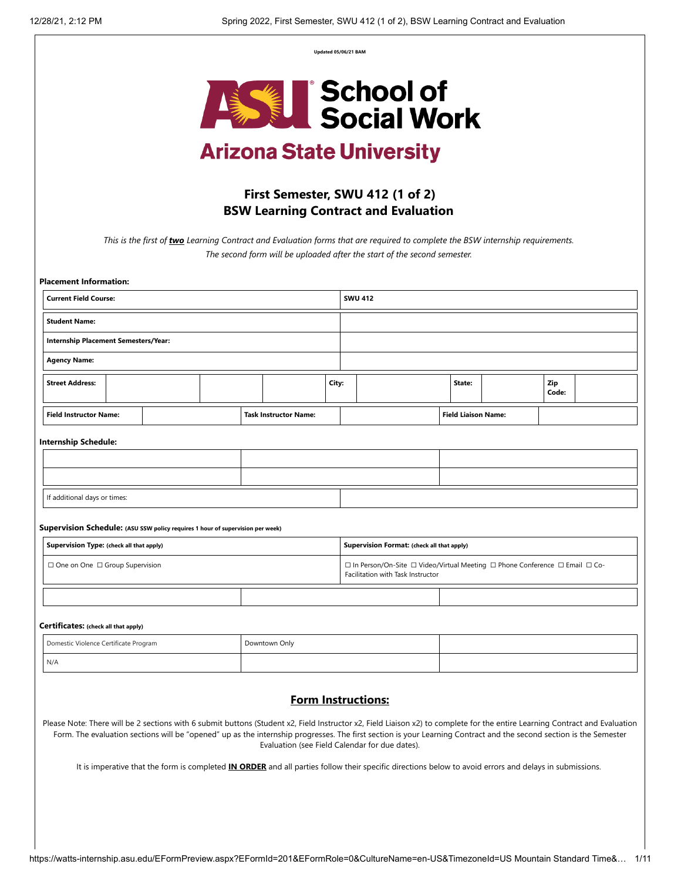**Updated 05/06/21 BAM**

**School of Social Work**

**Arizona State University**

## First Semester, SWU 412 (1 of 2)
## BSW Learning Contract and Evaluation

*This is the first of **two** Learning Contract and Evaluation forms that are required to complete the BSW internship requirements. The second form will be uploaded after the start of the second semester.*

**Placement Information:**

| **Current Field Course:** | **SWU 412** |
|---|---|
| **Student Name:** | |
| **Internship Placement Semesters/Year:** | |
| **Agency Name:** | |

| **Street Address:** | | | | **City:** | | **State:** | | **Zip Code:** | |
|---|---|---|---|---|---|---|---|---|---|

| **Field Instructor Name:** | | **Task Instructor Name:** | | **Field Liaison Name:** | |
|---|---|---|---|---|---|

**Internship Schedule:**

| | | |
|---|---|---|
| | | |
| | | |

| If additional days or times: | |
|---|---|

**Supervision Schedule:** (ASU SSW policy requires 1 hour of supervision per week)

| **Supervision Type:** (check all that apply) | **Supervision Format:** (check all that apply) |
|---|---|
| ☐ One on One ☐ Group Supervision | ☐ In Person/On-Site ☐ Video/Virtual Meeting ☐ Phone Conference ☐ Email ☐ Co-Facilitation with Task Instructor |

| | | |
|---|---|---|
| | | |

**Certificates:** (check all that apply)

| Domestic Violence Certificate Program | Downtown Only | |
|---|---|---|
| N/A | | |

## Form Instructions:

Please Note: There will be 2 sections with 6 submit buttons (Student x2, Field Instructor x2, Field Liaison x2) to complete for the entire Learning Contract and Evaluation Form. The evaluation sections will be "opened" up as the internship progresses. The first section is your Learning Contract and the second section is the Semester Evaluation (see Field Calendar for due dates).

It is imperative that the form is completed **IN ORDER** and all parties follow their specific directions below to avoid errors and delays in submissions.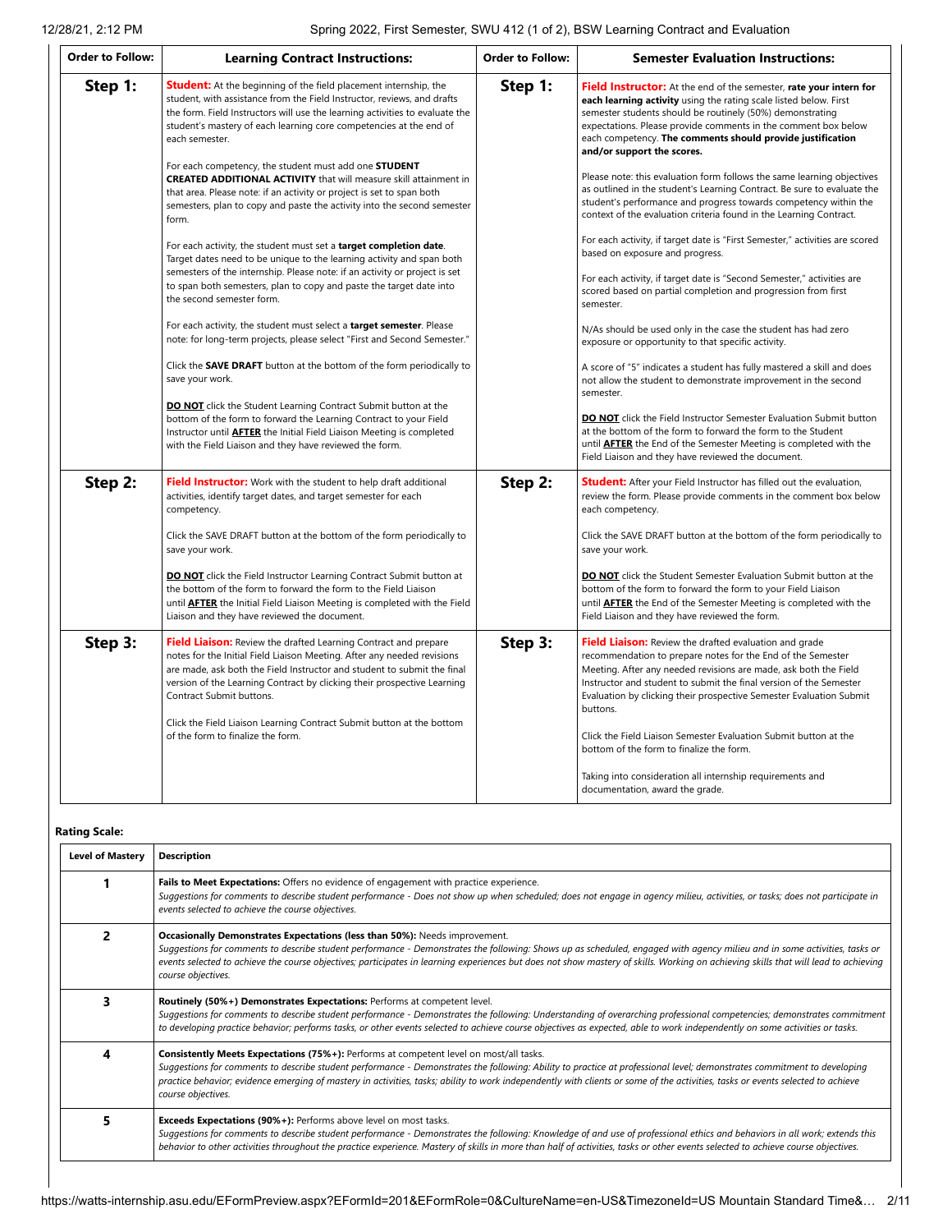| Order to Follow: | Learning Contract Instructions: | Order to Follow: | Semester Evaluation Instructions: |
|---|---|---|---|
| **Step 1:** | **Student:** At the beginning of the field placement internship, the student, with assistance from the Field Instructor, reviews, and drafts the form. Field Instructors will use the learning activities to evaluate the student's mastery of each learning core competencies at the end of each semester.<br><br>For each competency, the student must add one **STUDENT CREATED ADDITIONAL ACTIVITY** that will measure skill attainment in that area. Please note: if an activity or project is set to span both semesters, plan to copy and paste the activity into the second semester form.<br><br>For each activity, the student must set a **target completion date**. Target dates need to be unique to the learning activity and span both semesters of the internship. Please note: if an activity or project is set to span both semesters, plan to copy and paste the target date into the second semester form.<br><br>For each activity, the student must select a **target semester**. Please note: for long-term projects, please select "First and Second Semester."<br><br>Click the **SAVE DRAFT** button at the bottom of the form periodically to save your work.<br><br>**DO NOT** click the Student Learning Contract Submit button at the bottom of the form to forward the Learning Contract to your Field Instructor until **AFTER** the Initial Field Liaison Meeting is completed with the Field Liaison and they have reviewed the form. | **Step 1:** | **Field Instructor:** At the end of the semester, **rate your intern for each learning activity** using the rating scale listed below. First semester students should be routinely (50%) demonstrating expectations. Please provide comments in the comment box below each competency. **The comments should provide justification and/or support the scores.**<br><br>Please note: this evaluation form follows the same learning objectives as outlined in the student's Learning Contract. Be sure to evaluate the student's performance and progress towards competency within the context of the evaluation criteria found in the Learning Contract.<br><br>For each activity, if target date is "First Semester," activities are scored based on exposure and progress.<br><br>For each activity, if target date is "Second Semester," activities are scored based on partial completion and progression from first semester.<br><br>N/As should be used only in the case the student has had zero exposure or opportunity to that specific activity.<br><br>A score of "5" indicates a student has fully mastered a skill and does not allow the student to demonstrate improvement in the second semester.<br><br>**DO NOT** click the Field Instructor Semester Evaluation Submit button at the bottom of the form to forward the form to the Student until **AFTER** the End of the Semester Meeting is completed with the Field Liaison and they have reviewed the document. |
| **Step 2:** | **Field Instructor:** Work with the student to help draft additional activities, identify target dates, and target semester for each competency.<br><br>Click the SAVE DRAFT button at the bottom of the form periodically to save your work.<br><br>**DO NOT** click the Field Instructor Learning Contract Submit button at the bottom of the form to forward the form to the Field Liaison until **AFTER** the Initial Field Liaison Meeting is completed with the Field Liaison and they have reviewed the document. | **Step 2:** | **Student:** After your Field Instructor has filled out the evaluation, review the form. Please provide comments in the comment box below each competency.<br><br>Click the SAVE DRAFT button at the bottom of the form periodically to save your work.<br><br>**DO NOT** click the Student Semester Evaluation Submit button at the bottom of the form to forward the form to your Field Liaison until **AFTER** the End of the Semester Meeting is completed with the Field Liaison and they have reviewed the form. |
| **Step 3:** | **Field Liaison:** Review the drafted Learning Contract and prepare notes for the Initial Field Liaison Meeting. After any needed revisions are made, ask both the Field Instructor and student to submit the final version of the Learning Contract by clicking their prospective Learning Contract Submit buttons.<br><br>Click the Field Liaison Learning Contract Submit button at the bottom of the form to finalize the form. | **Step 3:** | **Field Liaison:** Review the drafted evaluation and grade recommendation to prepare notes for the End of the Semester Meeting. After any needed revisions are made, ask both the Field Instructor and student to submit the final version of the Semester Evaluation by clicking their prospective Semester Evaluation Submit buttons.<br><br>Click the Field Liaison Semester Evaluation Submit button at the bottom of the form to finalize the form.<br><br>Taking into consideration all internship requirements and documentation, award the grade. |

**Rating Scale:**

| Level of Mastery | Description |
|---|---|
| **1** | **Fails to Meet Expectations:** Offers no evidence of engagement with practice experience.<br>*Suggestions for comments to describe student performance - Does not show up when scheduled; does not engage in agency milieu, activities, or tasks; does not participate in events selected to achieve the course objectives.* |
| **2** | **Occasionally Demonstrates Expectations (less than 50%):** Needs improvement.<br>*Suggestions for comments to describe student performance - Demonstrates the following: Shows up as scheduled, engaged with agency milieu and in some activities, tasks or events selected to achieve the course objectives; participates in learning experiences but does not show mastery of skills. Working on achieving skills that will lead to achieving course objectives.* |
| **3** | **Routinely (50%+) Demonstrates Expectations:** Performs at competent level.<br>*Suggestions for comments to describe student performance - Demonstrates the following: Understanding of overarching professional competencies; demonstrates commitment to developing practice behavior; performs tasks, or other events selected to achieve course objectives as expected, able to work independently on some activities or tasks.* |
| **4** | **Consistently Meets Expectations (75%+):** Performs at competent level on most/all tasks.<br>*Suggestions for comments to describe student performance - Demonstrates the following: Ability to practice at professional level; demonstrates commitment to developing practice behavior; evidence emerging of mastery in activities, tasks; ability to work independently with clients or some of the activities, tasks or events selected to achieve course objectives.* |
| **5** | **Exceeds Expectations (90%+):** Performs above level on most tasks.<br>*Suggestions for comments to describe student performance - Demonstrates the following: Knowledge of and use of professional ethics and behaviors in all work; extends this behavior to other activities throughout the practice experience. Mastery of skills in more than half of activities, tasks or other events selected to achieve course objectives.* |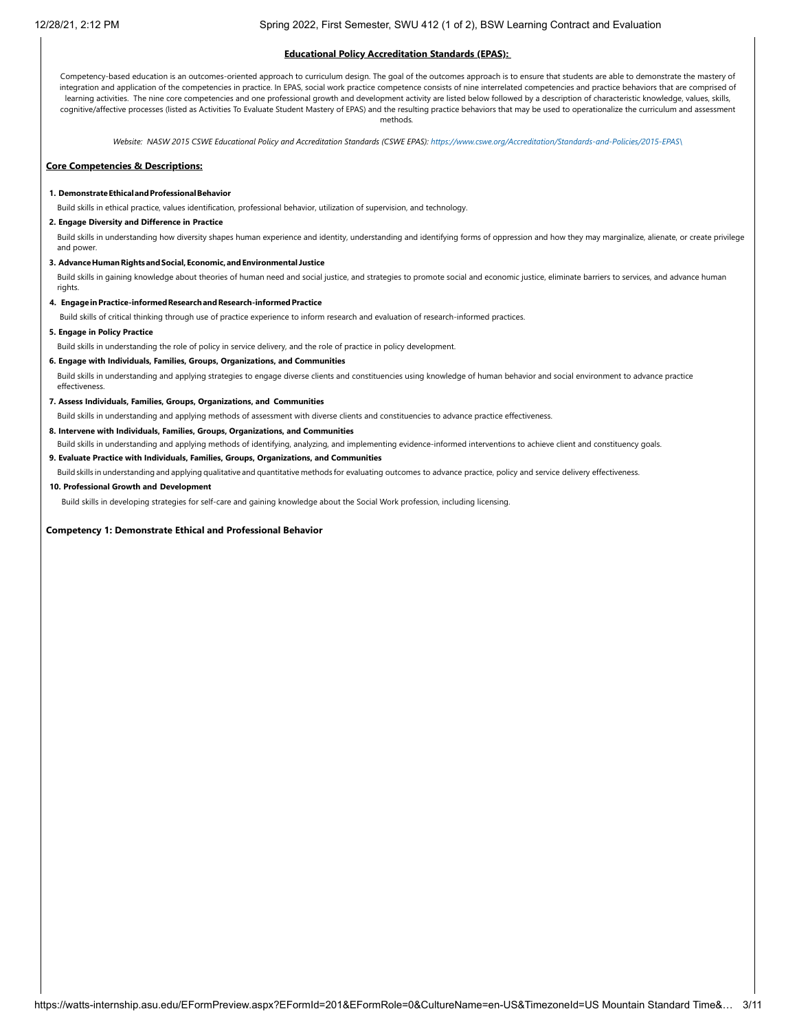## Educational Policy Accreditation Standards (EPAS):

Competency-based education is an outcomes-oriented approach to curriculum design. The goal of the outcomes approach is to ensure that students are able to demonstrate the mastery of integration and application of the competencies in practice. In EPAS, social work practice competence consists of nine interrelated competencies and practice behaviors that are comprised of learning activities. The nine core competencies and one professional growth and development activity are listed below followed by a description of characteristic knowledge, values, skills, cognitive/affective processes (listed as Activities To Evaluate Student Mastery of EPAS) and the resulting practice behaviors that may be used to operationalize the curriculum and assessment methods.

*Website: NASW 2015 CSWE Educational Policy and Accreditation Standards (CSWE EPAS): https://www.cswe.org/Accreditation/Standards-and-Policies/2015-EPAS\*

### Core Competencies & Descriptions:

**1. Demonstrate Ethical and Professional Behavior**

Build skills in ethical practice, values identification, professional behavior, utilization of supervision, and technology.

**2. Engage Diversity and Difference in Practice**

Build skills in understanding how diversity shapes human experience and identity, understanding and identifying forms of oppression and how they may marginalize, alienate, or create privilege and power.

**3. Advance Human Rights and Social, Economic, and Environmental Justice**

Build skills in gaining knowledge about theories of human need and social justice, and strategies to promote social and economic justice, eliminate barriers to services, and advance human rights.

**4. Engage in Practice-informed Research and Research-informed Practice**

Build skills of critical thinking through use of practice experience to inform research and evaluation of research-informed practices.

**5. Engage in Policy Practice**

Build skills in understanding the role of policy in service delivery, and the role of practice in policy development.

**6. Engage with Individuals, Families, Groups, Organizations, and Communities**

Build skills in understanding and applying strategies to engage diverse clients and constituencies using knowledge of human behavior and social environment to advance practice effectiveness.

**7. Assess Individuals, Families, Groups, Organizations, and Communities**

Build skills in understanding and applying methods of assessment with diverse clients and constituencies to advance practice effectiveness.

**8. Intervene with Individuals, Families, Groups, Organizations, and Communities**

Build skills in understanding and applying methods of identifying, analyzing, and implementing evidence-informed interventions to achieve client and constituency goals.

**9. Evaluate Practice with Individuals, Families, Groups, Organizations, and Communities**

Build skills in understanding and applying qualitative and quantitative methods for evaluating outcomes to advance practice, policy and service delivery effectiveness.

**10. Professional Growth and Development**

Build skills in developing strategies for self-care and gaining knowledge about the Social Work profession, including licensing.

### Competency 1: Demonstrate Ethical and Professional Behavior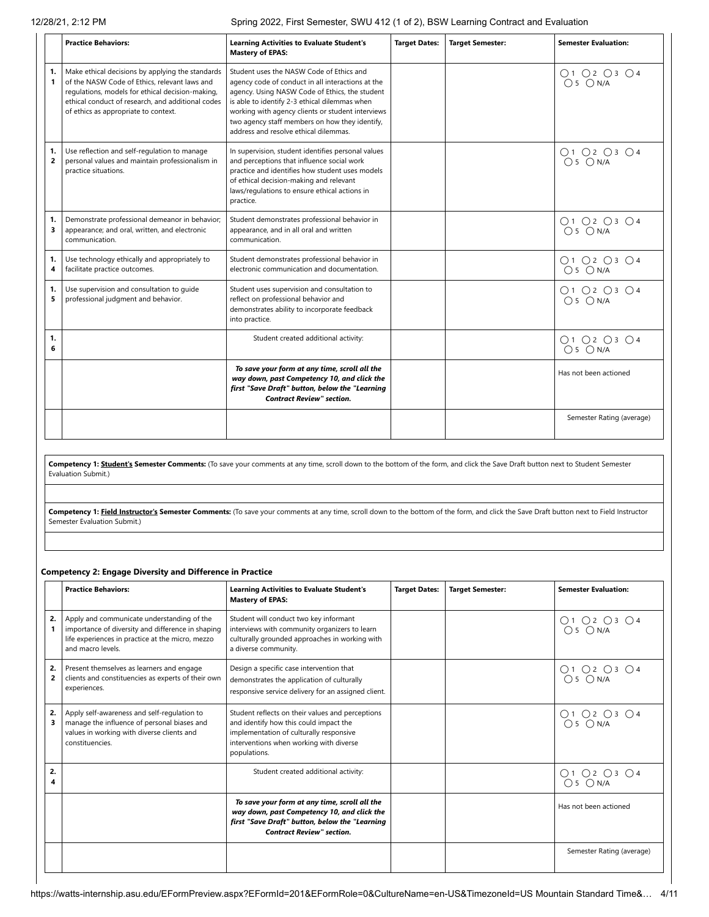| | Practice Behaviors: | Learning Activities to Evaluate Student's Mastery of EPAS: | Target Dates: | Target Semester: | Semester Evaluation: |
|---|---|---|---|---|---|
| 1.1 | Make ethical decisions by applying the standards of the NASW Code of Ethics, relevant laws and regulations, models for ethical decision-making, ethical conduct of research, and additional codes of ethics as appropriate to context. | Student uses the NASW Code of Ethics and agency code of conduct in all interactions at the agency. Using NASW Code of Ethics, the student is able to identify 2-3 ethical dilemmas when working with agency clients or student interviews two agency staff members on how they identify, address and resolve ethical dilemmas. | | | ○1 ○2 ○3 ○4 ○5 ○N/A |
| 1.2 | Use reflection and self-regulation to manage personal values and maintain professionalism in practice situations. | In supervision, student identifies personal values and perceptions that influence social work practice and identifies how student uses models of ethical decision-making and relevant laws/regulations to ensure ethical actions in practice. | | | ○1 ○2 ○3 ○4 ○5 ○N/A |
| 1.3 | Demonstrate professional demeanor in behavior; appearance; and oral, written, and electronic communication. | Student demonstrates professional behavior in appearance, and in all oral and written communication. | | | ○1 ○2 ○3 ○4 ○5 ○N/A |
| 1.4 | Use technology ethically and appropriately to facilitate practice outcomes. | Student demonstrates professional behavior in electronic communication and documentation. | | | ○1 ○2 ○3 ○4 ○5 ○N/A |
| 1.5 | Use supervision and consultation to guide professional judgment and behavior. | Student uses supervision and consultation to reflect on professional behavior and demonstrates ability to incorporate feedback into practice. | | | ○1 ○2 ○3 ○4 ○5 ○N/A |
| 1.6 | | Student created additional activity: | | | ○1 ○2 ○3 ○4 ○5 ○N/A |
| | | ***To save your form at any time, scroll all the way down, past Competency 10, and click the first "Save Draft" button, below the "Learning Contract Review" section.*** | | | Has not been actioned |
| | | | | | Semester Rating (average) |

**Competency 1: Student's Semester Comments:** (To save your comments at any time, scroll down to the bottom of the form, and click the Save Draft button next to Student Semester Evaluation Submit.)

**Competency 1: Field Instructor's Semester Comments:** (To save your comments at any time, scroll down to the bottom of the form, and click the Save Draft button next to Field Instructor Semester Evaluation Submit.)

### Competency 2: Engage Diversity and Difference in Practice

| | Practice Behaviors: | Learning Activities to Evaluate Student's Mastery of EPAS: | Target Dates: | Target Semester: | Semester Evaluation: |
|---|---|---|---|---|---|
| 2.1 | Apply and communicate understanding of the importance of diversity and difference in shaping life experiences in practice at the micro, mezzo and macro levels. | Student will conduct two key informant interviews with community organizers to learn culturally grounded approaches in working with a diverse community. | | | ○1 ○2 ○3 ○4 ○5 ○N/A |
| 2.2 | Present themselves as learners and engage clients and constituencies as experts of their own experiences. | Design a specific case intervention that demonstrates the application of culturally responsive service delivery for an assigned client. | | | ○1 ○2 ○3 ○4 ○5 ○N/A |
| 2.3 | Apply self-awareness and self-regulation to manage the influence of personal biases and values in working with diverse clients and constituencies. | Student reflects on their values and perceptions and identify how this could impact the implementation of culturally responsive interventions when working with diverse populations. | | | ○1 ○2 ○3 ○4 ○5 ○N/A |
| 2.4 | | Student created additional activity: | | | ○1 ○2 ○3 ○4 ○5 ○N/A |
| | | ***To save your form at any time, scroll all the way down, past Competency 10, and click the first "Save Draft" button, below the "Learning Contract Review" section.*** | | | Has not been actioned |
| | | | | | Semester Rating (average) |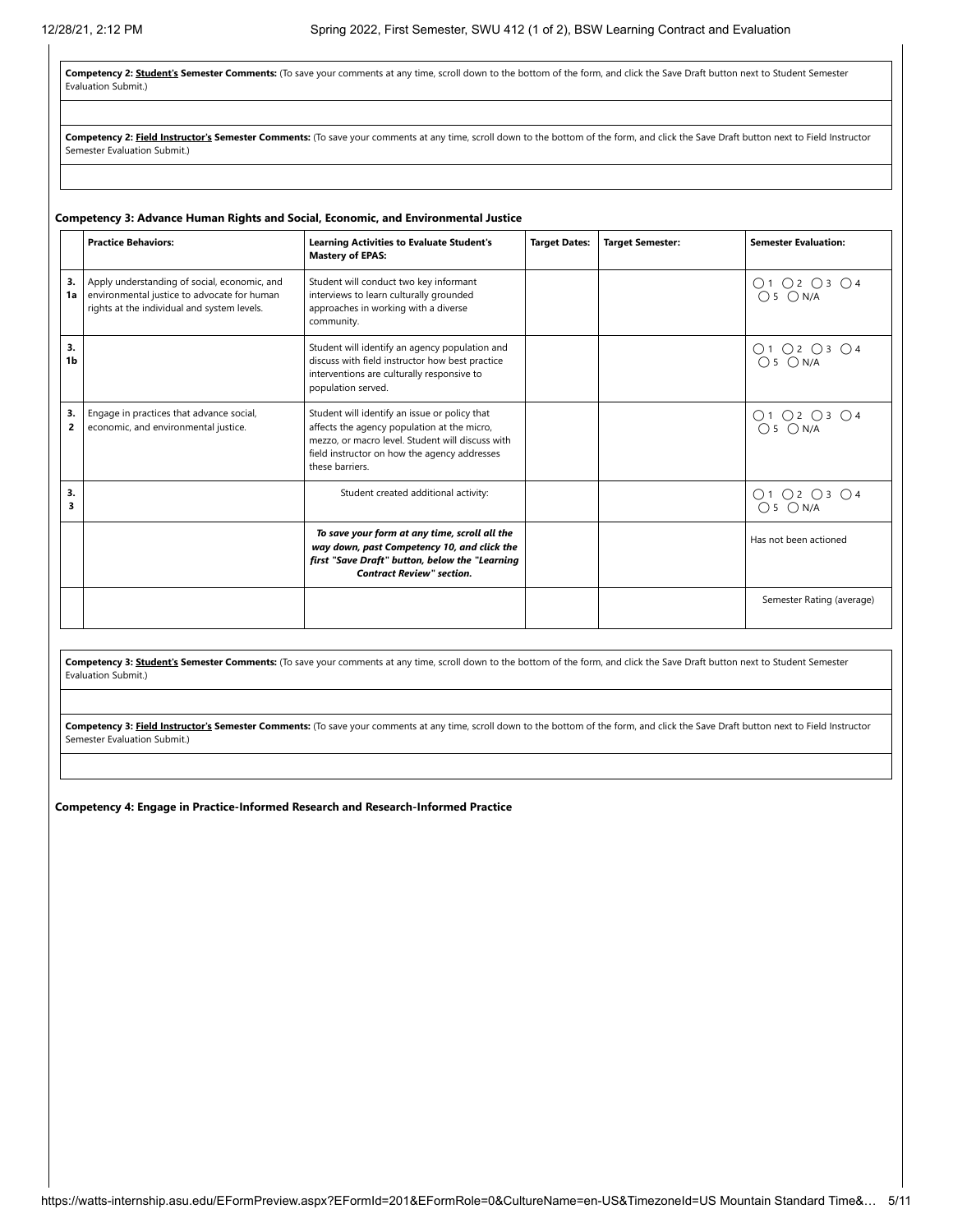**Competency 2: Student's Semester Comments:** (To save your comments at any time, scroll down to the bottom of the form, and click the Save Draft button next to Student Semester Evaluation Submit.)

**Competency 2: Field Instructor's Semester Comments:** (To save your comments at any time, scroll down to the bottom of the form, and click the Save Draft button next to Field Instructor Semester Evaluation Submit.)

**Competency 3: Advance Human Rights and Social, Economic, and Environmental Justice**

| | Practice Behaviors: | Learning Activities to Evaluate Student's Mastery of EPAS: | Target Dates: | Target Semester: | Semester Evaluation: |
|---|---|---|---|---|---|
| 3. 1a | Apply understanding of social, economic, and environmental justice to advocate for human rights at the individual and system levels. | Student will conduct two key informant interviews to learn culturally grounded approaches in working with a diverse community. | | | ◯ 1 ◯ 2 ◯ 3 ◯ 4 ◯ 5 ◯ N/A |
| 3. 1b | | Student will identify an agency population and discuss with field instructor how best practice interventions are culturally responsive to population served. | | | ◯ 1 ◯ 2 ◯ 3 ◯ 4 ◯ 5 ◯ N/A |
| 3. 2 | Engage in practices that advance social, economic, and environmental justice. | Student will identify an issue or policy that affects the agency population at the micro, mezzo, or macro level. Student will discuss with field instructor on how the agency addresses these barriers. | | | ◯ 1 ◯ 2 ◯ 3 ◯ 4 ◯ 5 ◯ N/A |
| 3. 3 | | Student created additional activity: | | | ◯ 1 ◯ 2 ◯ 3 ◯ 4 ◯ 5 ◯ N/A |
| | | ***To save your form at any time, scroll all the way down, past Competency 10, and click the first "Save Draft" button, below the "Learning Contract Review" section.*** | | | Has not been actioned |
| | | | | | Semester Rating (average) |

**Competency 3: Student's Semester Comments:** (To save your comments at any time, scroll down to the bottom of the form, and click the Save Draft button next to Student Semester Evaluation Submit.)

**Competency 3: Field Instructor's Semester Comments:** (To save your comments at any time, scroll down to the bottom of the form, and click the Save Draft button next to Field Instructor Semester Evaluation Submit.)

**Competency 4: Engage in Practice-Informed Research and Research-Informed Practice**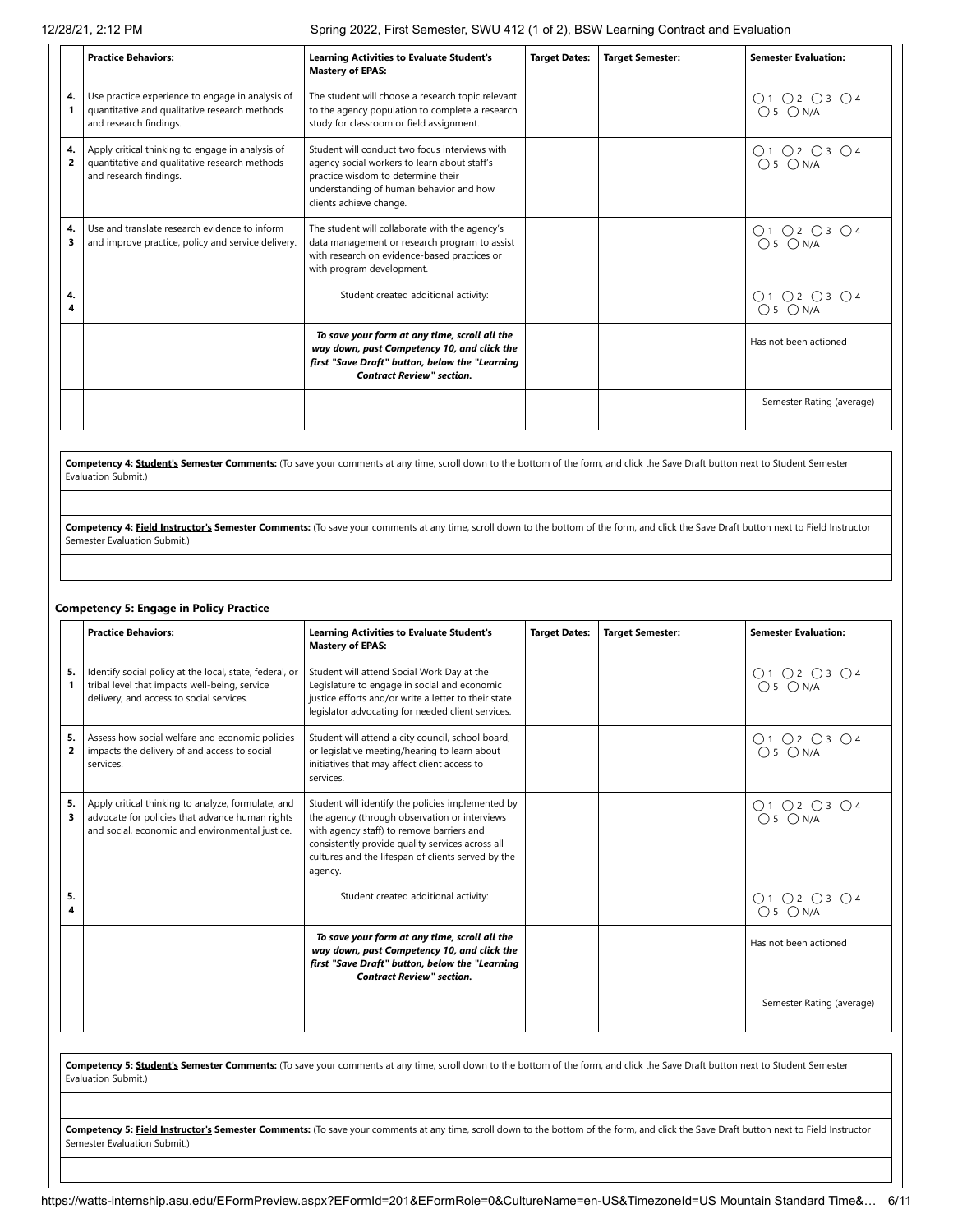| | Practice Behaviors: | Learning Activities to Evaluate Student's Mastery of EPAS: | Target Dates: | Target Semester: | Semester Evaluation: |
|---|---|---|---|---|---|
| 4.1 | Use practice experience to engage in analysis of quantitative and qualitative research methods and research findings. | The student will choose a research topic relevant to the agency population to complete a research study for classroom or field assignment. | | | ○1 ○2 ○3 ○4 ○5 ○N/A |
| 4.2 | Apply critical thinking to engage in analysis of quantitative and qualitative research methods and research findings. | Student will conduct two focus interviews with agency social workers to learn about staff's practice wisdom to determine their understanding of human behavior and how clients achieve change. | | | ○1 ○2 ○3 ○4 ○5 ○N/A |
| 4.3 | Use and translate research evidence to inform and improve practice, policy and service delivery. | The student will collaborate with the agency's data management or research program to assist with research on evidence-based practices or with program development. | | | ○1 ○2 ○3 ○4 ○5 ○N/A |
| 4.4 | | Student created additional activity: | | | ○1 ○2 ○3 ○4 ○5 ○N/A |
| | | ***To save your form at any time, scroll all the way down, past Competency 10, and click the first "Save Draft" button, below the "Learning Contract Review" section.*** | | | Has not been actioned |
| | | | | | Semester Rating (average) |

**Competency 4: Student's Semester Comments:** (To save your comments at any time, scroll down to the bottom of the form, and click the Save Draft button next to Student Semester Evaluation Submit.)

**Competency 4: Field Instructor's Semester Comments:** (To save your comments at any time, scroll down to the bottom of the form, and click the Save Draft button next to Field Instructor Semester Evaluation Submit.)

### Competency 5: Engage in Policy Practice

| | Practice Behaviors: | Learning Activities to Evaluate Student's Mastery of EPAS: | Target Dates: | Target Semester: | Semester Evaluation: |
|---|---|---|---|---|---|
| 5.1 | Identify social policy at the local, state, federal, or tribal level that impacts well-being, service delivery, and access to social services. | Student will attend Social Work Day at the Legislature to engage in social and economic justice efforts and/or write a letter to their state legislator advocating for needed client services. | | | ○1 ○2 ○3 ○4 ○5 ○N/A |
| 5.2 | Assess how social welfare and economic policies impacts the delivery of and access to social services. | Student will attend a city council, school board, or legislative meeting/hearing to learn about initiatives that may affect client access to services. | | | ○1 ○2 ○3 ○4 ○5 ○N/A |
| 5.3 | Apply critical thinking to analyze, formulate, and advocate for policies that advance human rights and social, economic and environmental justice. | Student will identify the policies implemented by the agency (through observation or interviews with agency staff) to remove barriers and consistently provide quality services across all cultures and the lifespan of clients served by the agency. | | | ○1 ○2 ○3 ○4 ○5 ○N/A |
| 5.4 | | Student created additional activity: | | | ○1 ○2 ○3 ○4 ○5 ○N/A |
| | | ***To save your form at any time, scroll all the way down, past Competency 10, and click the first "Save Draft" button, below the "Learning Contract Review" section.*** | | | Has not been actioned |
| | | | | | Semester Rating (average) |

**Competency 5: Student's Semester Comments:** (To save your comments at any time, scroll down to the bottom of the form, and click the Save Draft button next to Student Semester Evaluation Submit.)

**Competency 5: Field Instructor's Semester Comments:** (To save your comments at any time, scroll down to the bottom of the form, and click the Save Draft button next to Field Instructor Semester Evaluation Submit.)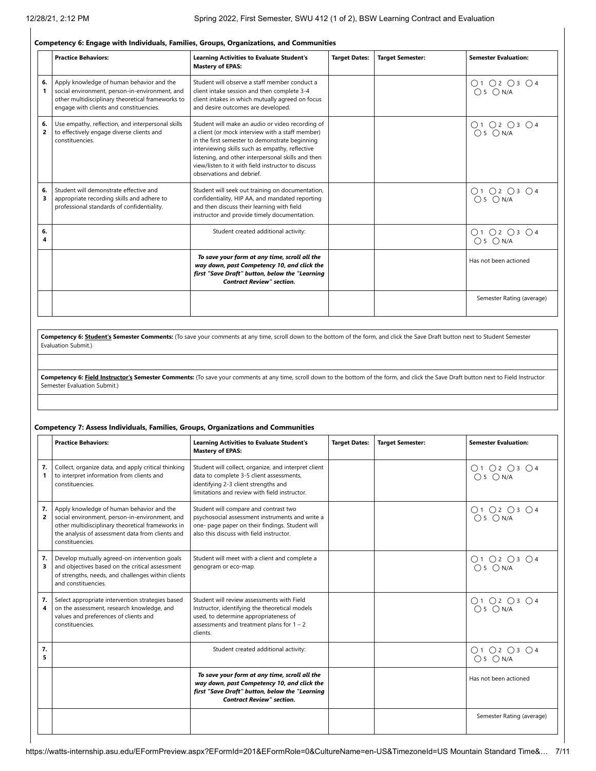**Competency 6: Engage with Individuals, Families, Groups, Organizations, and Communities**

| | Practice Behaviors: | Learning Activities to Evaluate Student's Mastery of EPAS: | Target Dates: | Target Semester: | Semester Evaluation: |
|---|---|---|---|---|---|
| 6. 1 | Apply knowledge of human behavior and the social environment, person-in-environment, and other multidisciplinary theoretical frameworks to engage with clients and constituencies. | Student will observe a staff member conduct a client intake session and then complete 3-4 client intakes in which mutually agreed on focus and desire outcomes are developed. | | | ○ 1 ○ 2 ○ 3 ○ 4 ○ 5 ○ N/A |
| 6. 2 | Use empathy, reflection, and interpersonal skills to effectively engage diverse clients and constituencies. | Student will make an audio or video recording of a client (or mock interview with a staff member) in the first semester to demonstrate beginning interviewing skills such as empathy, reflective listening, and other interpersonal skills and then view/listen to it with field instructor to discuss observations and debrief. | | | ○ 1 ○ 2 ○ 3 ○ 4 ○ 5 ○ N/A |
| 6. 3 | Student will demonstrate effective and appropriate recording skills and adhere to professional standards of confidentiality. | Student will seek out training on documentation, confidentiality, HIP AA, and mandated reporting and then discuss their learning with field instructor and provide timely documentation. | | | ○ 1 ○ 2 ○ 3 ○ 4 ○ 5 ○ N/A |
| 6. 4 | | Student created additional activity: | | | ○ 1 ○ 2 ○ 3 ○ 4 ○ 5 ○ N/A |
| | | ***To save your form at any time, scroll all the way down, past Competency 10, and click the first "Save Draft" button, below the "Learning Contract Review" section.*** | | | Has not been actioned |
| | | | | | Semester Rating (average) |

**Competency 6: Student's Semester Comments:** (To save your comments at any time, scroll down to the bottom of the form, and click the Save Draft button next to Student Semester Evaluation Submit.)

**Competency 6: Field Instructor's Semester Comments:** (To save your comments at any time, scroll down to the bottom of the form, and click the Save Draft button next to Field Instructor Semester Evaluation Submit.)

**Competency 7: Assess Individuals, Families, Groups, Organizations and Communities**

| | Practice Behaviors: | Learning Activities to Evaluate Student's Mastery of EPAS: | Target Dates: | Target Semester: | Semester Evaluation: |
|---|---|---|---|---|---|
| 7. 1 | Collect, organize data, and apply critical thinking to interpret information from clients and constituencies. | Student will collect, organize, and interpret client data to complete 3-5 client assessments, identifying 2-3 client strengths and limitations and review with field instructor. | | | ○ 1 ○ 2 ○ 3 ○ 4 ○ 5 ○ N/A |
| 7. 2 | Apply knowledge of human behavior and the social environment, person-in-environment, and other multidisciplinary theoretical frameworks in the analysis of assessment data from clients and constituencies. | Student will compare and contrast two psychosocial assessment instruments and write a one- page paper on their findings. Student will also this discuss with field instructor. | | | ○ 1 ○ 2 ○ 3 ○ 4 ○ 5 ○ N/A |
| 7. 3 | Develop mutually agreed-on intervention goals and objectives based on the critical assessment of strengths, needs, and challenges within clients and constituencies. | Student will meet with a client and complete a genogram or eco-map. | | | ○ 1 ○ 2 ○ 3 ○ 4 ○ 5 ○ N/A |
| 7. 4 | Select appropriate intervention strategies based on the assessment, research knowledge, and values and preferences of clients and constituencies. | Student will review assessments with Field Instructor, identifying the theoretical models used, to determine appropriateness of assessments and treatment plans for 1 – 2 clients. | | | ○ 1 ○ 2 ○ 3 ○ 4 ○ 5 ○ N/A |
| 7. 5 | | Student created additional activity: | | | ○ 1 ○ 2 ○ 3 ○ 4 ○ 5 ○ N/A |
| | | ***To save your form at any time, scroll all the way down, past Competency 10, and click the first "Save Draft" button, below the "Learning Contract Review" section.*** | | | Has not been actioned |
| | | | | | Semester Rating (average) |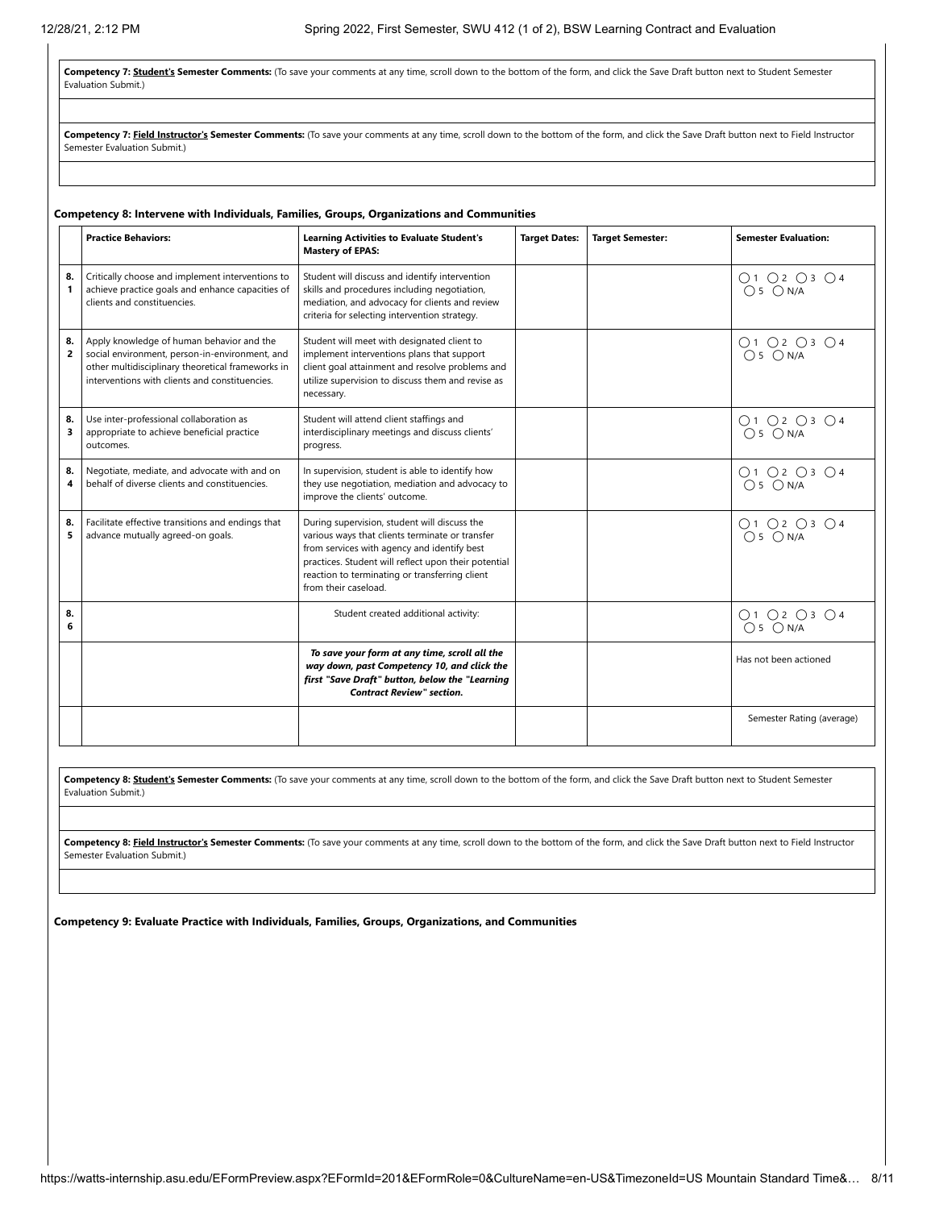**Competency 7: Student's Semester Comments:** (To save your comments at any time, scroll down to the bottom of the form, and click the Save Draft button next to Student Semester Evaluation Submit.)

**Competency 7: Field Instructor's Semester Comments:** (To save your comments at any time, scroll down to the bottom of the form, and click the Save Draft button next to Field Instructor Semester Evaluation Submit.)

**Competency 8: Intervene with Individuals, Families, Groups, Organizations and Communities**

| | Practice Behaviors: | Learning Activities to Evaluate Student's Mastery of EPAS: | Target Dates: | Target Semester: | Semester Evaluation: |
|---|---|---|---|---|---|
| 8.1 | Critically choose and implement interventions to achieve practice goals and enhance capacities of clients and constituencies. | Student will discuss and identify intervention skills and procedures including negotiation, mediation, and advocacy for clients and review criteria for selecting intervention strategy. | | | ◯ 1 ◯ 2 ◯ 3 ◯ 4 ◯ 5 ◯ N/A |
| 8.2 | Apply knowledge of human behavior and the social environment, person-in-environment, and other multidisciplinary theoretical frameworks in interventions with clients and constituencies. | Student will meet with designated client to implement interventions plans that support client goal attainment and resolve problems and utilize supervision to discuss them and revise as necessary. | | | ◯ 1 ◯ 2 ◯ 3 ◯ 4 ◯ 5 ◯ N/A |
| 8.3 | Use inter-professional collaboration as appropriate to achieve beneficial practice outcomes. | Student will attend client staffings and interdisciplinary meetings and discuss clients' progress. | | | ◯ 1 ◯ 2 ◯ 3 ◯ 4 ◯ 5 ◯ N/A |
| 8.4 | Negotiate, mediate, and advocate with and on behalf of diverse clients and constituencies. | In supervision, student is able to identify how they use negotiation, mediation and advocacy to improve the clients' outcome. | | | ◯ 1 ◯ 2 ◯ 3 ◯ 4 ◯ 5 ◯ N/A |
| 8.5 | Facilitate effective transitions and endings that advance mutually agreed-on goals. | During supervision, student will discuss the various ways that clients terminate or transfer from services with agency and identify best practices. Student will reflect upon their potential reaction to terminating or transferring client from their caseload. | | | ◯ 1 ◯ 2 ◯ 3 ◯ 4 ◯ 5 ◯ N/A |
| 8.6 | | Student created additional activity: | | | ◯ 1 ◯ 2 ◯ 3 ◯ 4 ◯ 5 ◯ N/A |
| | | ***To save your form at any time, scroll all the way down, past Competency 10, and click the first "Save Draft" button, below the "Learning Contract Review" section.*** | | | Has not been actioned |
| | | | | | Semester Rating (average) |

**Competency 8: Student's Semester Comments:** (To save your comments at any time, scroll down to the bottom of the form, and click the Save Draft button next to Student Semester Evaluation Submit.)

**Competency 8: Field Instructor's Semester Comments:** (To save your comments at any time, scroll down to the bottom of the form, and click the Save Draft button next to Field Instructor Semester Evaluation Submit.)

**Competency 9: Evaluate Practice with Individuals, Families, Groups, Organizations, and Communities**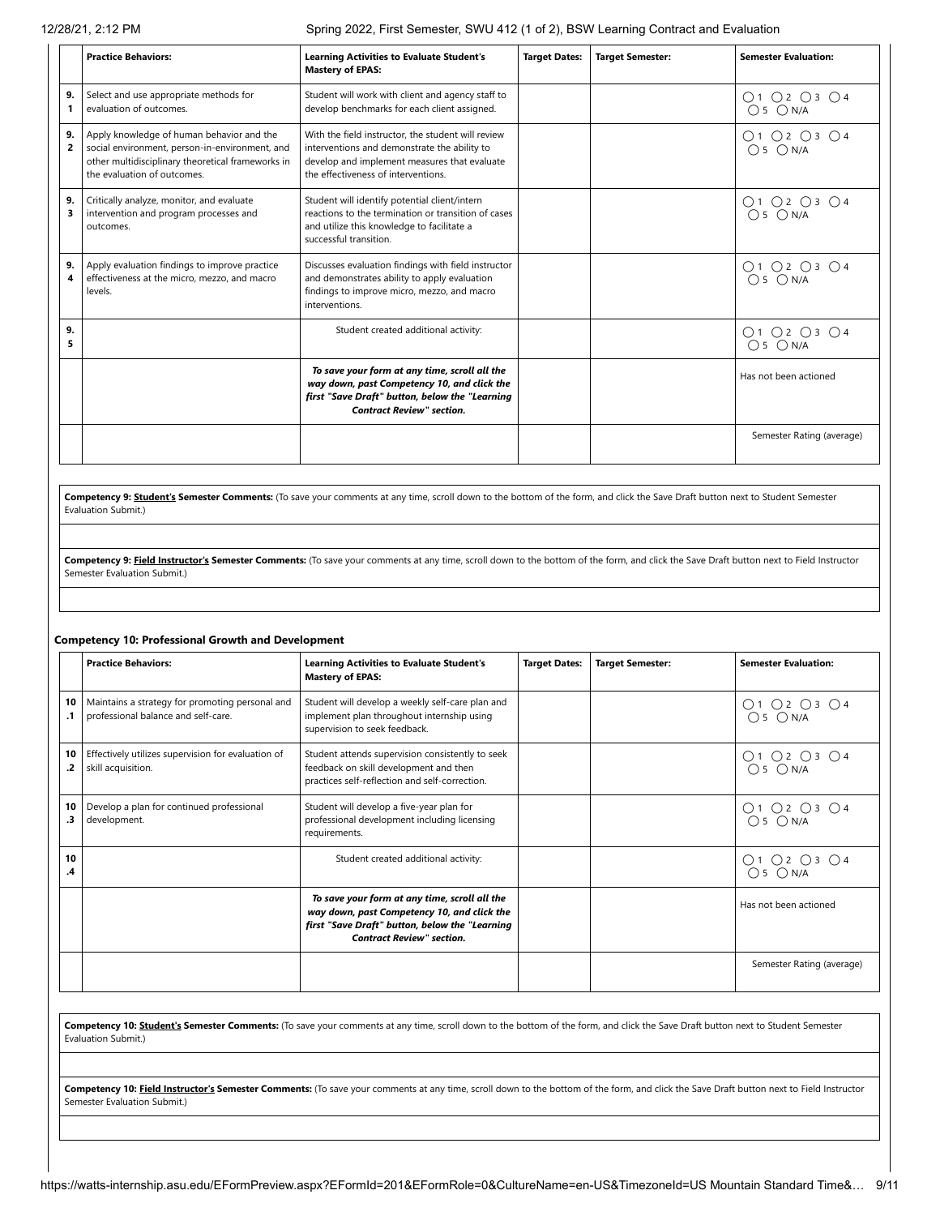| | Practice Behaviors: | Learning Activities to Evaluate Student's Mastery of EPAS: | Target Dates: | Target Semester: | Semester Evaluation: |
|---|---|---|---|---|---|
| 9.1 | Select and use appropriate methods for evaluation of outcomes. | Student will work with client and agency staff to develop benchmarks for each client assigned. | | | ○1 ○2 ○3 ○4 ○5 ○N/A |
| 9.2 | Apply knowledge of human behavior and the social environment, person-in-environment, and other multidisciplinary theoretical frameworks in the evaluation of outcomes. | With the field instructor, the student will review interventions and demonstrate the ability to develop and implement measures that evaluate the effectiveness of interventions. | | | ○1 ○2 ○3 ○4 ○5 ○N/A |
| 9.3 | Critically analyze, monitor, and evaluate intervention and program processes and outcomes. | Student will identify potential client/intern reactions to the termination or transition of cases and utilize this knowledge to facilitate a successful transition. | | | ○1 ○2 ○3 ○4 ○5 ○N/A |
| 9.4 | Apply evaluation findings to improve practice effectiveness at the micro, mezzo, and macro levels. | Discusses evaluation findings with field instructor and demonstrates ability to apply evaluation findings to improve micro, mezzo, and macro interventions. | | | ○1 ○2 ○3 ○4 ○5 ○N/A |
| 9.5 | | Student created additional activity: | | | ○1 ○2 ○3 ○4 ○5 ○N/A |
| | | ***To save your form at any time, scroll all the way down, past Competency 10, and click the first "Save Draft" button, below the "Learning Contract Review" section.*** | | | Has not been actioned |
| | | | | | Semester Rating (average) |

**Competency 9: Student's Semester Comments:** (To save your comments at any time, scroll down to the bottom of the form, and click the Save Draft button next to Student Semester Evaluation Submit.)

**Competency 9: Field Instructor's Semester Comments:** (To save your comments at any time, scroll down to the bottom of the form, and click the Save Draft button next to Field Instructor Semester Evaluation Submit.)

### Competency 10: Professional Growth and Development

| | Practice Behaviors: | Learning Activities to Evaluate Student's Mastery of EPAS: | Target Dates: | Target Semester: | Semester Evaluation: |
|---|---|---|---|---|---|
| 10.1 | Maintains a strategy for promoting personal and professional balance and self-care. | Student will develop a weekly self-care plan and implement plan throughout internship using supervision to seek feedback. | | | ○1 ○2 ○3 ○4 ○5 ○N/A |
| 10.2 | Effectively utilizes supervision for evaluation of skill acquisition. | Student attends supervision consistently to seek feedback on skill development and then practices self-reflection and self-correction. | | | ○1 ○2 ○3 ○4 ○5 ○N/A |
| 10.3 | Develop a plan for continued professional development. | Student will develop a five-year plan for professional development including licensing requirements. | | | ○1 ○2 ○3 ○4 ○5 ○N/A |
| 10.4 | | Student created additional activity: | | | ○1 ○2 ○3 ○4 ○5 ○N/A |
| | | ***To save your form at any time, scroll all the way down, past Competency 10, and click the first "Save Draft" button, below the "Learning Contract Review" section.*** | | | Has not been actioned |
| | | | | | Semester Rating (average) |

**Competency 10: Student's Semester Comments:** (To save your comments at any time, scroll down to the bottom of the form, and click the Save Draft button next to Student Semester Evaluation Submit.)

**Competency 10: Field Instructor's Semester Comments:** (To save your comments at any time, scroll down to the bottom of the form, and click the Save Draft button next to Field Instructor Semester Evaluation Submit.)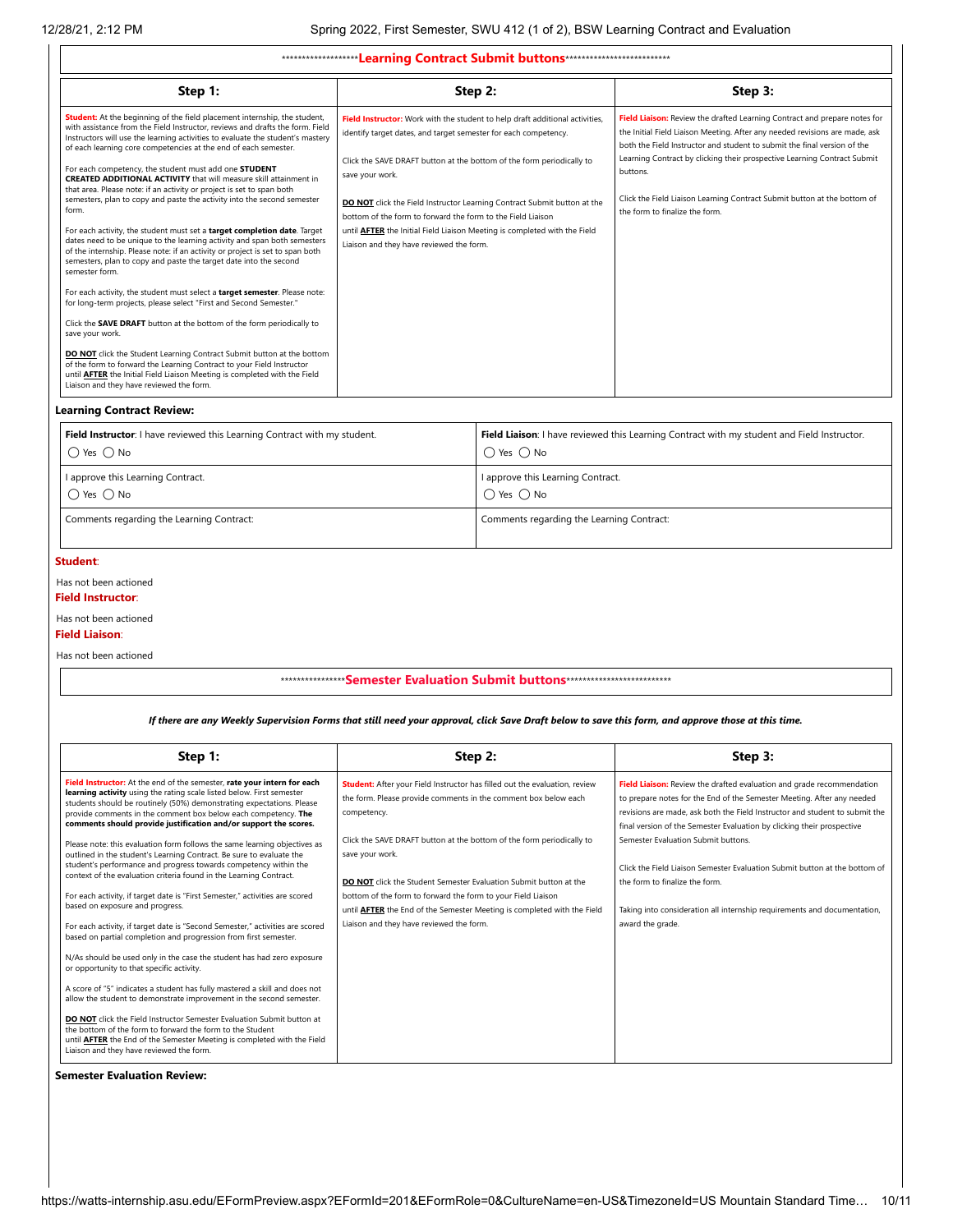*******************Learning Contract Submit buttons**************************

| Step 1: | Step 2: | Step 3: |
|---|---|---|
| **Student:** At the beginning of the field placement internship, the student, with assistance from the Field Instructor, reviews and drafts the form. Field Instructors will use the learning activities to evaluate the student's mastery of each learning core competencies at the end of each semester.<br><br>For each competency, the student must add one **STUDENT CREATED ADDITIONAL ACTIVITY** that will measure skill attainment in that area. Please note: if an activity or project is set to span both semesters, plan to copy and paste the activity into the second semester form.<br><br>For each activity, the student must set a **target completion date**. Target dates need to be unique to the learning activity and span both semesters of the internship. Please note: if an activity or project is set to span both semesters, plan to copy and paste the target date into the second semester form.<br><br>For each activity, the student must select a **target semester**. Please note: for long-term projects, please select "First and Second Semester."<br><br>Click the **SAVE DRAFT** button at the bottom of the form periodically to save your work.<br><br>**DO NOT** click the Student Learning Contract Submit button at the bottom of the form to forward the Learning Contract to your Field Instructor until **AFTER** the Initial Field Liaison Meeting is completed with the Field Liaison and they have reviewed the form. | **Field Instructor:** Work with the student to help draft additional activities, identify target dates, and target semester for each competency.<br><br>Click the SAVE DRAFT button at the bottom of the form periodically to save your work.<br><br>**DO NOT** click the Field Instructor Learning Contract Submit button at the bottom of the form to forward the form to the Field Liaison until **AFTER** the Initial Field Liaison Meeting is completed with the Field Liaison and they have reviewed the form. | **Field Liaison:** Review the drafted Learning Contract and prepare notes for the Initial Field Liaison Meeting. After any needed revisions are made, ask both the Field Instructor and student to submit the final version of the Learning Contract by clicking their prospective Learning Contract Submit buttons.<br><br>Click the Field Liaison Learning Contract Submit button at the bottom of the form to finalize the form. |

**Learning Contract Review:**

| **Field Instructor**: I have reviewed this Learning Contract with my student.<br>◯ Yes ◯ No | **Field Liaison**: I have reviewed this Learning Contract with my student and Field Instructor.<br>◯ Yes ◯ No |
|---|---|
| I approve this Learning Contract.<br>◯ Yes ◯ No | I approve this Learning Contract.<br>◯ Yes ◯ No |
| Comments regarding the Learning Contract: | Comments regarding the Learning Contract: |

**Student**:

Has not been actioned

**Field Instructor**:

Has not been actioned

**Field Liaison**:

Has not been actioned

*****************Semester Evaluation Submit buttons**************************

***If there are any Weekly Supervision Forms that still need your approval, click Save Draft below to save this form, and approve those at this time.***

| Step 1: | Step 2: | Step 3: |
|---|---|---|
| **Field Instructor:** At the end of the semester, **rate your intern for each learning activity** using the rating scale listed below. First semester students should be routinely (50%) demonstrating expectations. Please provide comments in the comment box below each competency. **The comments should provide justification and/or support the scores.**<br><br>Please note: this evaluation form follows the same learning objectives as outlined in the student's Learning Contract. Be sure to evaluate the student's performance and progress towards competency within the context of the evaluation criteria found in the Learning Contract.<br><br>For each activity, if target date is "First Semester," activities are scored based on exposure and progress.<br><br>For each activity, if target date is "Second Semester," activities are scored based on partial completion and progression from first semester.<br><br>N/As should be used only in the case the student has had zero exposure or opportunity to that specific activity.<br><br>A score of "5" indicates a student has fully mastered a skill and does not allow the student to demonstrate improvement in the second semester.<br><br>**DO NOT** click the Field Instructor Semester Evaluation Submit button at the bottom of the form to forward the form to the Student until **AFTER** the End of the Semester Meeting is completed with the Field Liaison and they have reviewed the form. | **Student:** After your Field Instructor has filled out the evaluation, review the form. Please provide comments in the comment box below each competency.<br><br>Click the SAVE DRAFT button at the bottom of the form periodically to save your work.<br><br>**DO NOT** click the Student Semester Evaluation Submit button at the bottom of the form to forward the form to your Field Liaison until **AFTER** the End of the Semester Meeting is completed with the Field Liaison and they have reviewed the form. | **Field Liaison:** Review the drafted evaluation and grade recommendation to prepare notes for the End of the Semester Meeting. After any needed revisions are made, ask both the Field Instructor and student to submit the final version of the Semester Evaluation by clicking their prospective Semester Evaluation Submit buttons.<br><br>Click the Field Liaison Semester Evaluation Submit button at the bottom of the form to finalize the form.<br><br>Taking into consideration all internship requirements and documentation, award the grade. |

**Semester Evaluation Review:**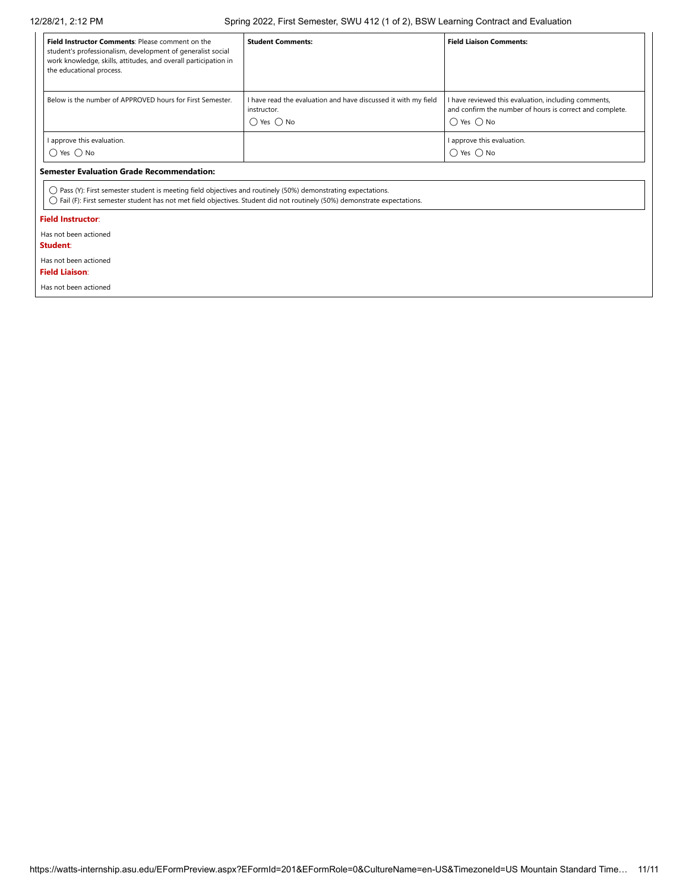| | | |
|---|---|---|
| **Field Instructor Comments**: Please comment on the student's professionalism, development of generalist social work knowledge, skills, attitudes, and overall participation in the educational process. | **Student Comments:** | **Field Liaison Comments:** |
| Below is the number of APPROVED hours for First Semester. | I have read the evaluation and have discussed it with my field instructor.<br>◯ Yes ◯ No | I have reviewed this evaluation, including comments, and confirm the number of hours is correct and complete.<br>◯ Yes ◯ No |
| I approve this evaluation.<br>◯ Yes ◯ No | | I approve this evaluation.<br>◯ Yes ◯ No |

**Semester Evaluation Grade Recommendation:**

◯ Pass (Y): First semester student is meeting field objectives and routinely (50%) demonstrating expectations.
◯ Fail (F): First semester student has not met field objectives. Student did not routinely (50%) demonstrate expectations.

**Field Instructor**:

Has not been actioned

**Student**:

Has not been actioned

**Field Liaison**:

Has not been actioned